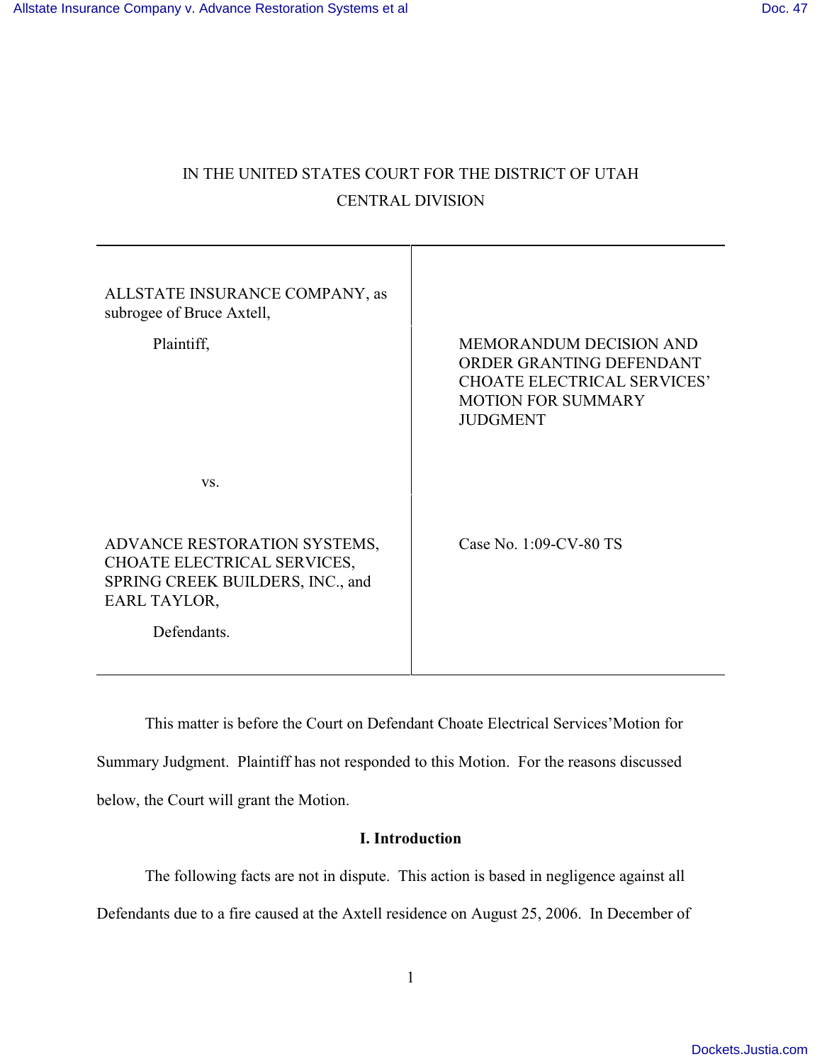IN THE UNITED STATES COURT FOR THE DISTRICT OF UTAH

CENTRAL DIVISION

| | |
|---|---|
| ALLSTATE INSURANCE COMPANY, as subrogee of Bruce Axtell,<br><br>Plaintiff,<br><br>vs.<br><br>ADVANCE RESTORATION SYSTEMS, CHOATE ELECTRICAL SERVICES, SPRING CREEK BUILDERS, INC., and EARL TAYLOR,<br><br>Defendants. | MEMORANDUM DECISION AND ORDER GRANTING DEFENDANT CHOATE ELECTRICAL SERVICES' MOTION FOR SUMMARY JUDGMENT<br><br>Case No. 1:09-CV-80 TS |

This matter is before the Court on Defendant Choate Electrical Services' Motion for Summary Judgment. Plaintiff has not responded to this Motion. For the reasons discussed below, the Court will grant the Motion.

## I. Introduction

The following facts are not in dispute. This action is based in negligence against all Defendants due to a fire caused at the Axtell residence on August 25, 2006. In December of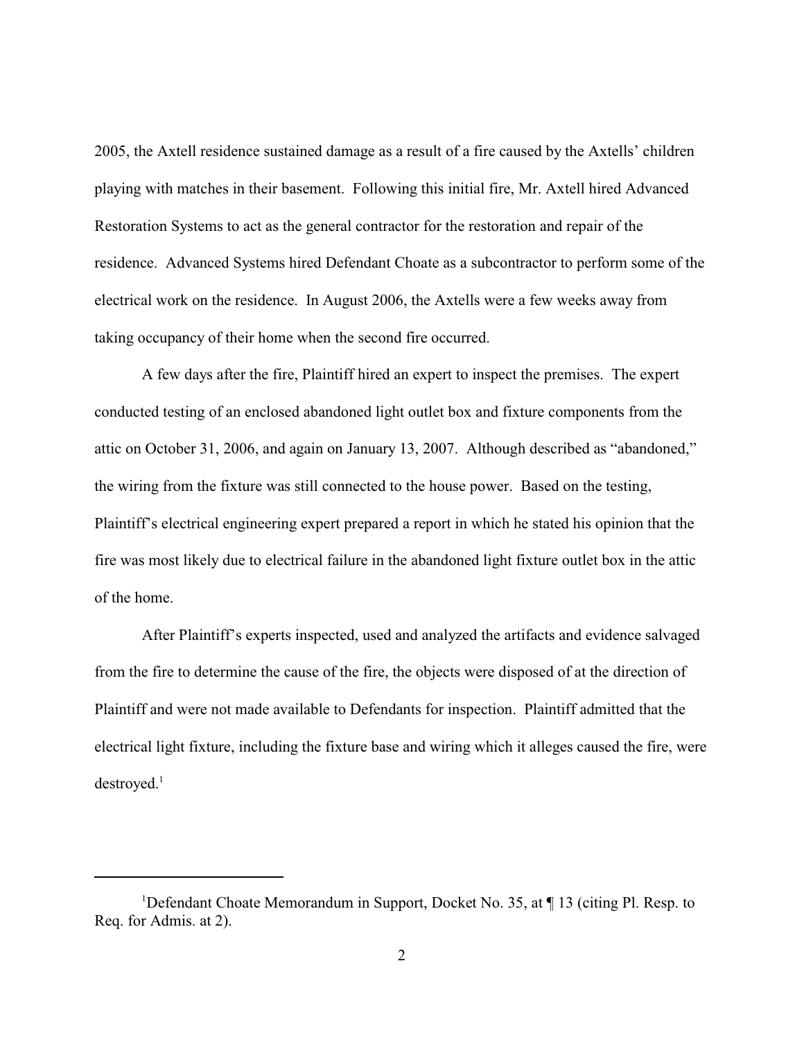2005, the Axtell residence sustained damage as a result of a fire caused by the Axtells' children playing with matches in their basement. Following this initial fire, Mr. Axtell hired Advanced Restoration Systems to act as the general contractor for the restoration and repair of the residence. Advanced Systems hired Defendant Choate as a subcontractor to perform some of the electrical work on the residence. In August 2006, the Axtells were a few weeks away from taking occupancy of their home when the second fire occurred.

A few days after the fire, Plaintiff hired an expert to inspect the premises. The expert conducted testing of an enclosed abandoned light outlet box and fixture components from the attic on October 31, 2006, and again on January 13, 2007. Although described as "abandoned," the wiring from the fixture was still connected to the house power. Based on the testing, Plaintiff's electrical engineering expert prepared a report in which he stated his opinion that the fire was most likely due to electrical failure in the abandoned light fixture outlet box in the attic of the home.

After Plaintiff's experts inspected, used and analyzed the artifacts and evidence salvaged from the fire to determine the cause of the fire, the objects were disposed of at the direction of Plaintiff and were not made available to Defendants for inspection. Plaintiff admitted that the electrical light fixture, including the fixture base and wiring which it alleges caused the fire, were destroyed.[1]

---

[1] Defendant Choate Memorandum in Support, Docket No. 35, at ¶ 13 (citing Pl. Resp. to Req. for Admis. at 2).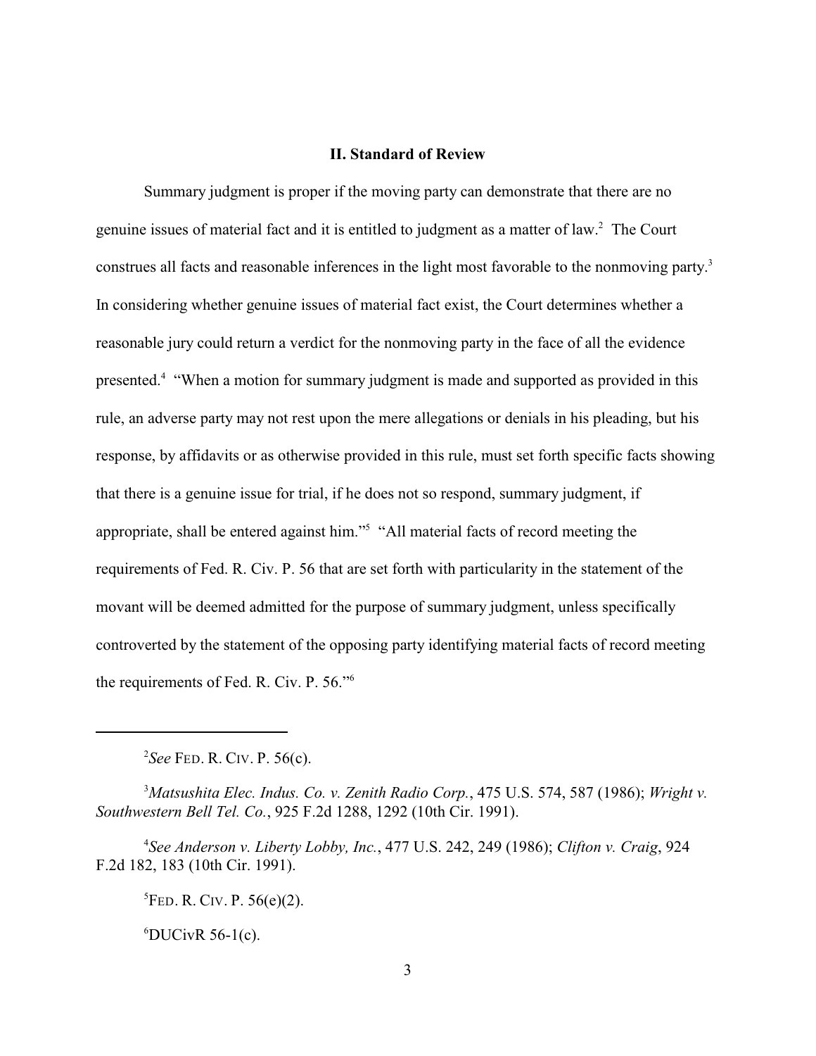## II. Standard of Review

Summary judgment is proper if the moving party can demonstrate that there are no genuine issues of material fact and it is entitled to judgment as a matter of law.[2] The Court construes all facts and reasonable inferences in the light most favorable to the nonmoving party.[3] In considering whether genuine issues of material fact exist, the Court determines whether a reasonable jury could return a verdict for the nonmoving party in the face of all the evidence presented.[4] "When a motion for summary judgment is made and supported as provided in this rule, an adverse party may not rest upon the mere allegations or denials in his pleading, but his response, by affidavits or as otherwise provided in this rule, must set forth specific facts showing that there is a genuine issue for trial, if he does not so respond, summary judgment, if appropriate, shall be entered against him."[5] "All material facts of record meeting the requirements of Fed. R. Civ. P. 56 that are set forth with particularity in the statement of the movant will be deemed admitted for the purpose of summary judgment, unless specifically controverted by the statement of the opposing party identifying material facts of record meeting the requirements of Fed. R. Civ. P. 56."[6]

---

[2] *See* FED. R. CIV. P. 56(c).

[3] *Matsushita Elec. Indus. Co. v. Zenith Radio Corp.*, 475 U.S. 574, 587 (1986); *Wright v. Southwestern Bell Tel. Co.*, 925 F.2d 1288, 1292 (10th Cir. 1991).

[4] *See Anderson v. Liberty Lobby, Inc.*, 477 U.S. 242, 249 (1986); *Clifton v. Craig*, 924 F.2d 182, 183 (10th Cir. 1991).

[5] FED. R. CIV. P. 56(e)(2).

[6] DUCivR 56-1(c).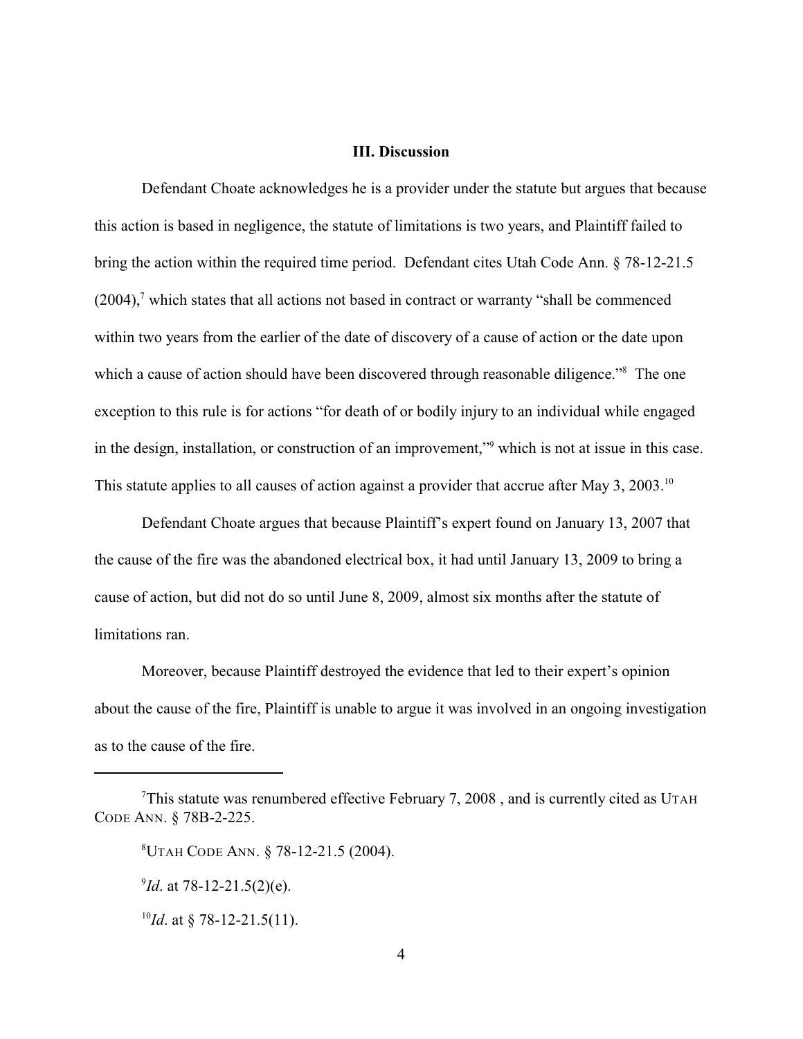### III. Discussion

Defendant Choate acknowledges he is a provider under the statute but argues that because this action is based in negligence, the statute of limitations is two years, and Plaintiff failed to bring the action within the required time period. Defendant cites Utah Code Ann. § 78-12-21.5 (2004),[7] which states that all actions not based in contract or warranty "shall be commenced within two years from the earlier of the date of discovery of a cause of action or the date upon which a cause of action should have been discovered through reasonable diligence."[8] The one exception to this rule is for actions "for death of or bodily injury to an individual while engaged in the design, installation, or construction of an improvement,"[9] which is not at issue in this case. This statute applies to all causes of action against a provider that accrue after May 3, 2003.[10]

Defendant Choate argues that because Plaintiff's expert found on January 13, 2007 that the cause of the fire was the abandoned electrical box, it had until January 13, 2009 to bring a cause of action, but did not do so until June 8, 2009, almost six months after the statute of limitations ran.

Moreover, because Plaintiff destroyed the evidence that led to their expert's opinion about the cause of the fire, Plaintiff is unable to argue it was involved in an ongoing investigation as to the cause of the fire.

---

[7] This statute was renumbered effective February 7, 2008 , and is currently cited as UTAH CODE ANN. § 78B-2-225.

[8] UTAH CODE ANN. § 78-12-21.5 (2004).

[9] *Id*. at 78-12-21.5(2)(e).

[10] *Id*. at § 78-12-21.5(11).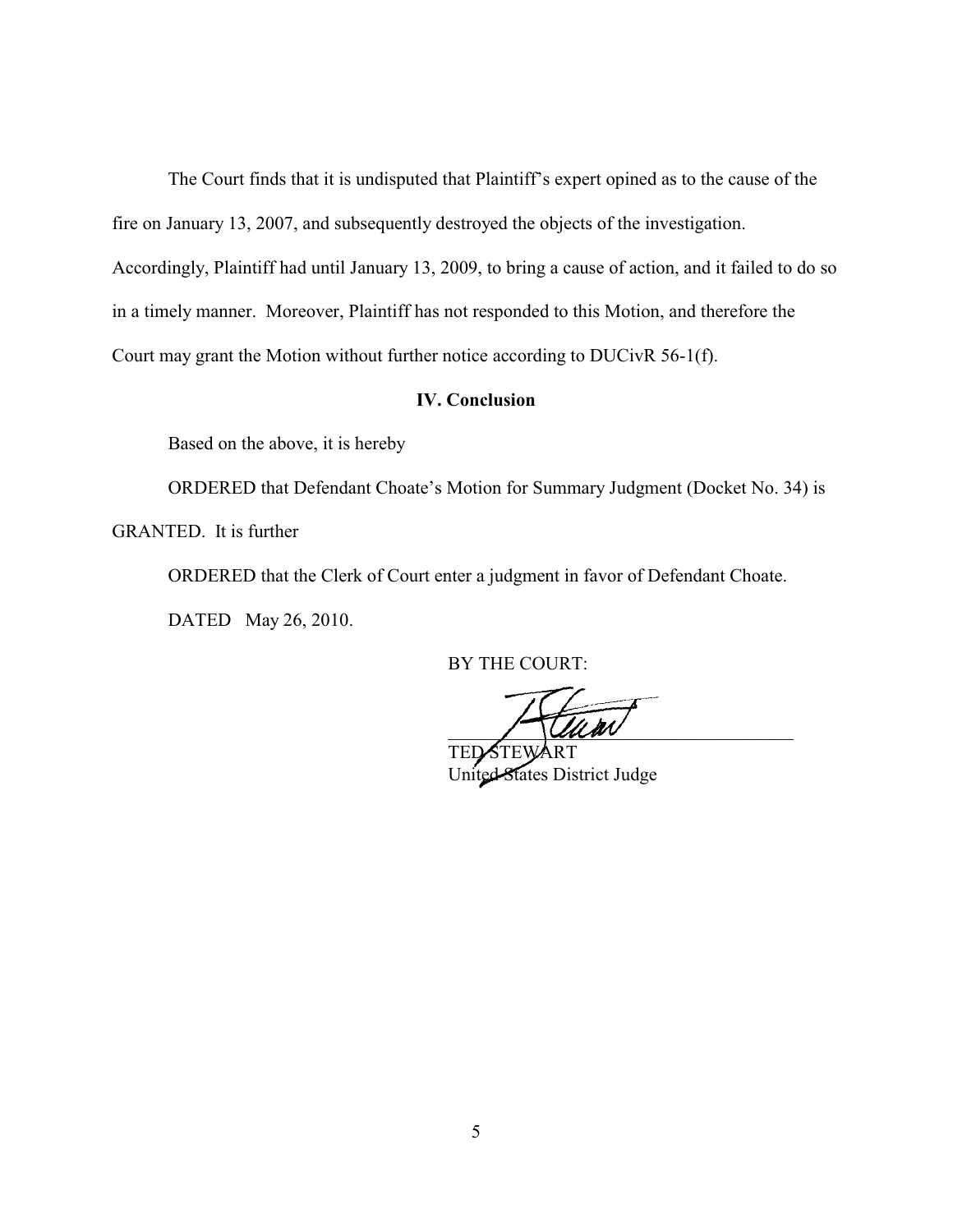The Court finds that it is undisputed that Plaintiff's expert opined as to the cause of the fire on January 13, 2007, and subsequently destroyed the objects of the investigation. Accordingly, Plaintiff had until January 13, 2009, to bring a cause of action, and it failed to do so in a timely manner. Moreover, Plaintiff has not responded to this Motion, and therefore the Court may grant the Motion without further notice according to DUCivR 56-1(f).

## IV. Conclusion

Based on the above, it is hereby

ORDERED that Defendant Choate's Motion for Summary Judgment (Docket No. 34) is GRANTED. It is further

ORDERED that the Clerk of Court enter a judgment in favor of Defendant Choate.

DATED May 26, 2010.

BY THE COURT:

TED STEWART
United States District Judge